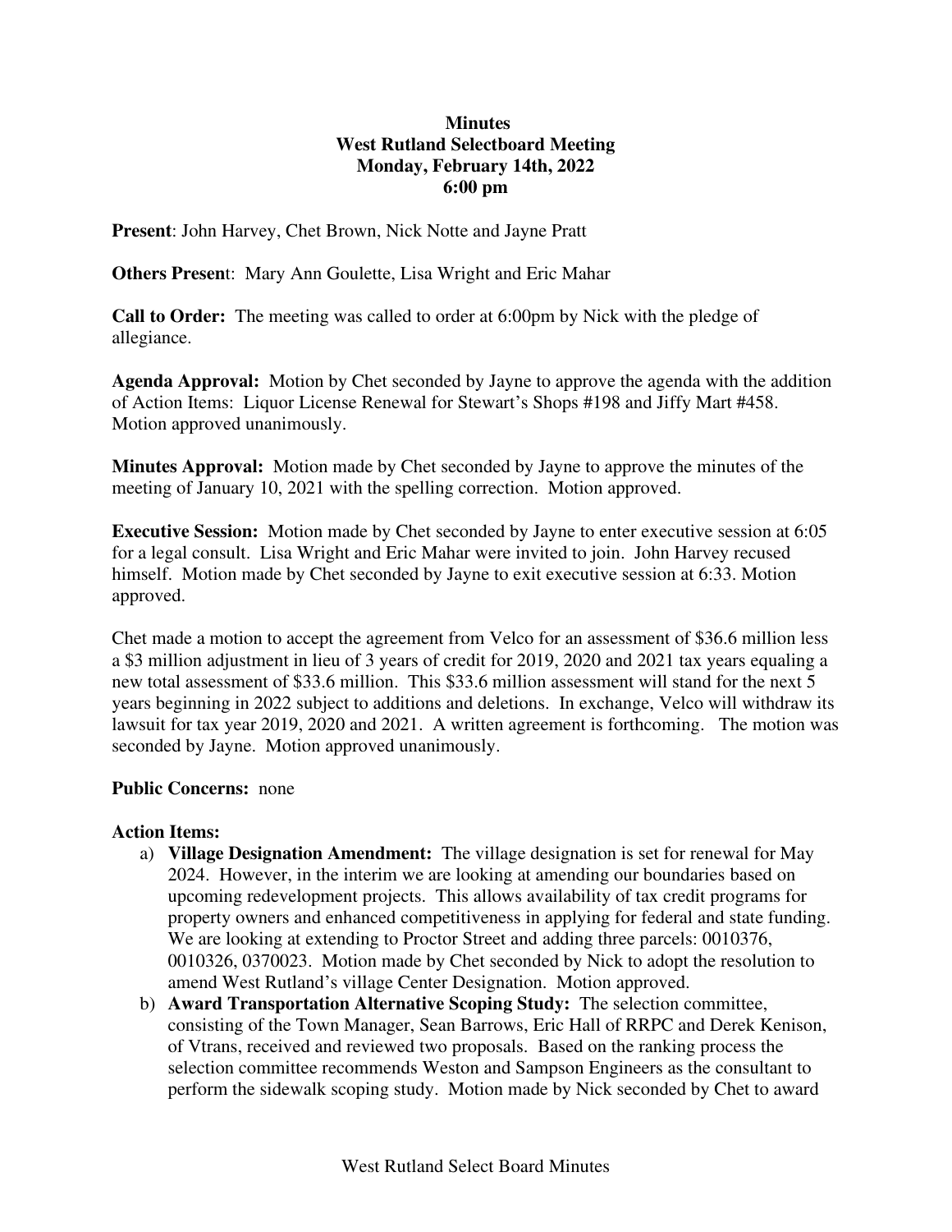**Minutes**
**West Rutland Selectboard Meeting**
**Monday, February 14th, 2022**
**6:00 pm**

**Present**: John Harvey, Chet Brown, Nick Notte and Jayne Pratt

**Others Present**: Mary Ann Goulette, Lisa Wright and Eric Mahar

**Call to Order:** The meeting was called to order at 6:00pm by Nick with the pledge of allegiance.

**Agenda Approval:** Motion by Chet seconded by Jayne to approve the agenda with the addition of Action Items: Liquor License Renewal for Stewart's Shops #198 and Jiffy Mart #458. Motion approved unanimously.

**Minutes Approval:** Motion made by Chet seconded by Jayne to approve the minutes of the meeting of January 10, 2021 with the spelling correction. Motion approved.

**Executive Session:** Motion made by Chet seconded by Jayne to enter executive session at 6:05 for a legal consult. Lisa Wright and Eric Mahar were invited to join. John Harvey recused himself. Motion made by Chet seconded by Jayne to exit executive session at 6:33. Motion approved.

Chet made a motion to accept the agreement from Velco for an assessment of $36.6 million less a $3 million adjustment in lieu of 3 years of credit for 2019, 2020 and 2021 tax years equaling a new total assessment of $33.6 million. This $33.6 million assessment will stand for the next 5 years beginning in 2022 subject to additions and deletions. In exchange, Velco will withdraw its lawsuit for tax year 2019, 2020 and 2021. A written agreement is forthcoming. The motion was seconded by Jayne. Motion approved unanimously.

**Public Concerns:** none

**Action Items:**

a) **Village Designation Amendment:** The village designation is set for renewal for May 2024. However, in the interim we are looking at amending our boundaries based on upcoming redevelopment projects. This allows availability of tax credit programs for property owners and enhanced competitiveness in applying for federal and state funding. We are looking at extending to Proctor Street and adding three parcels: 0010376, 0010326, 0370023. Motion made by Chet seconded by Nick to adopt the resolution to amend West Rutland's village Center Designation. Motion approved.

b) **Award Transportation Alternative Scoping Study:** The selection committee, consisting of the Town Manager, Sean Barrows, Eric Hall of RRPC and Derek Kenison, of Vtrans, received and reviewed two proposals. Based on the ranking process the selection committee recommends Weston and Sampson Engineers as the consultant to perform the sidewalk scoping study. Motion made by Nick seconded by Chet to award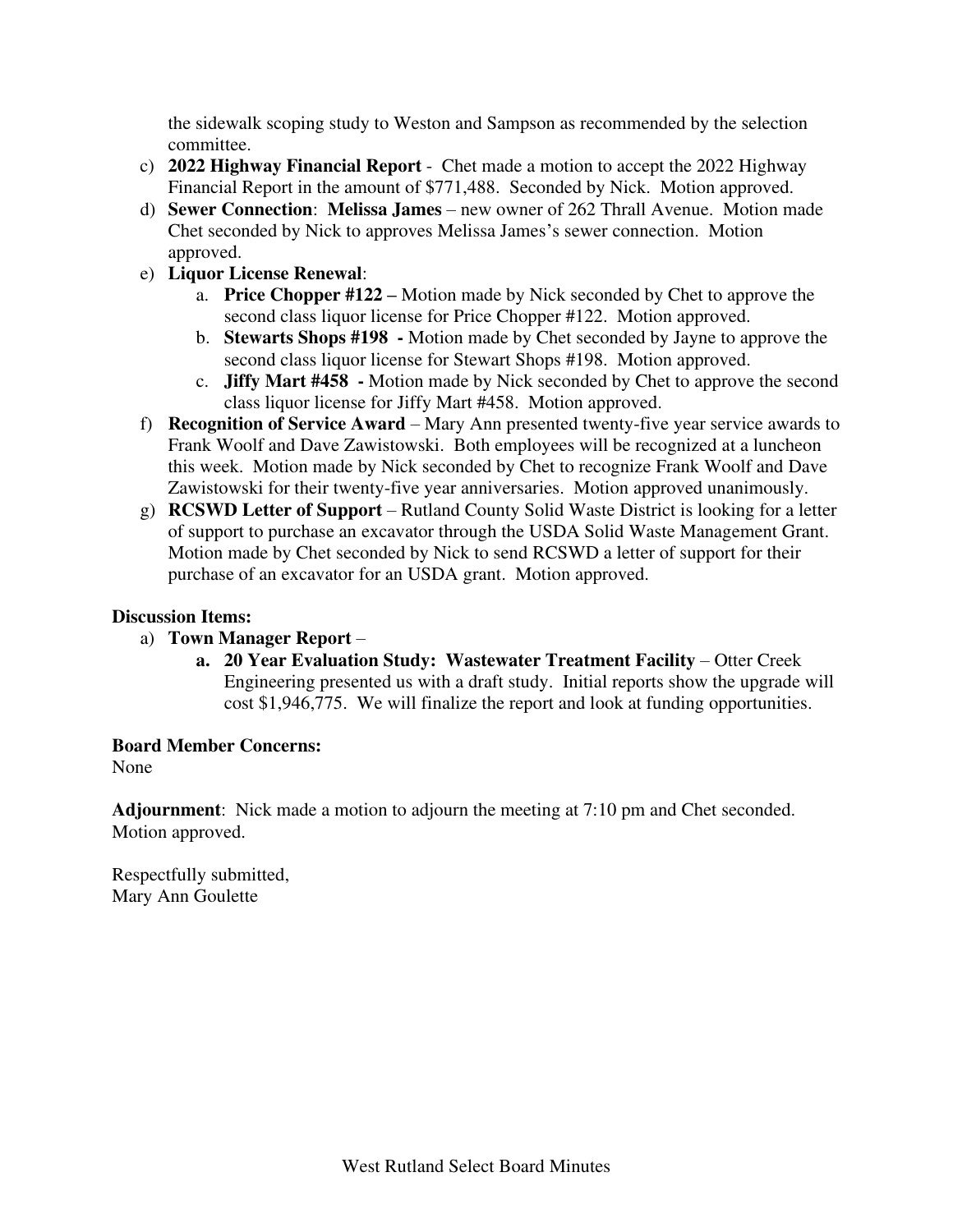the sidewalk scoping study to Weston and Sampson as recommended by the selection committee.

c) **2022 Highway Financial Report** - Chet made a motion to accept the 2022 Highway Financial Report in the amount of $771,488. Seconded by Nick. Motion approved.

d) **Sewer Connection**: **Melissa James** – new owner of 262 Thrall Avenue. Motion made Chet seconded by Nick to approves Melissa James's sewer connection. Motion approved.

e) **Liquor License Renewal**:
   a. **Price Chopper #122 –** Motion made by Nick seconded by Chet to approve the second class liquor license for Price Chopper #122. Motion approved.
   b. **Stewarts Shops #198 -** Motion made by Chet seconded by Jayne to approve the second class liquor license for Stewart Shops #198. Motion approved.
   c. **Jiffy Mart #458 -** Motion made by Nick seconded by Chet to approve the second class liquor license for Jiffy Mart #458. Motion approved.

f) **Recognition of Service Award** – Mary Ann presented twenty-five year service awards to Frank Woolf and Dave Zawistowski. Both employees will be recognized at a luncheon this week. Motion made by Nick seconded by Chet to recognize Frank Woolf and Dave Zawistowski for their twenty-five year anniversaries. Motion approved unanimously.

g) **RCSWD Letter of Support** – Rutland County Solid Waste District is looking for a letter of support to purchase an excavator through the USDA Solid Waste Management Grant. Motion made by Chet seconded by Nick to send RCSWD a letter of support for their purchase of an excavator for an USDA grant. Motion approved.

**Discussion Items:**

a) **Town Manager Report** –
   a. **20 Year Evaluation Study: Wastewater Treatment Facility** – Otter Creek Engineering presented us with a draft study. Initial reports show the upgrade will cost $1,946,775. We will finalize the report and look at funding opportunities.

**Board Member Concerns:**
None

**Adjournment**: Nick made a motion to adjourn the meeting at 7:10 pm and Chet seconded. Motion approved.

Respectfully submitted,
Mary Ann Goulette